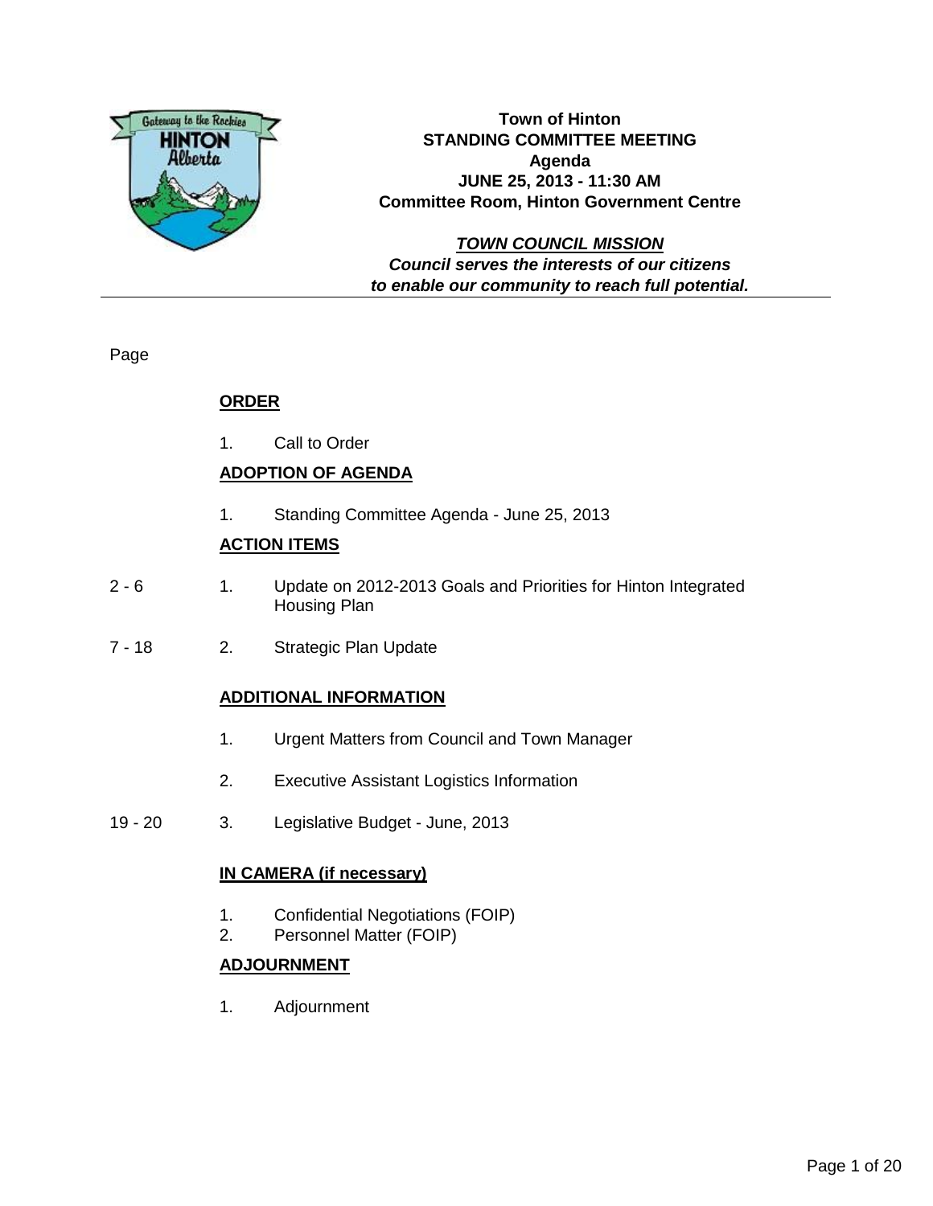# Town of Hinton
## STANDING COMMITTEE MEETING
### Agenda
### JUNE 25, 2013 - 11:30 AM
### Committee Room, Hinton Government Centre

***TOWN COUNCIL MISSION***
***Council serves the interests of our citizens to enable our community to reach full potential.***

---

| Page | | |
|---|---|---|
| | | **ORDER** |
| | 1. | Call to Order |
| | | **ADOPTION OF AGENDA** |
| | 1. | Standing Committee Agenda - June 25, 2013 |
| | | **ACTION ITEMS** |
| 2 - 6 | 1. | Update on 2012-2013 Goals and Priorities for Hinton Integrated Housing Plan |
| 7 - 18 | 2. | Strategic Plan Update |
| | | **ADDITIONAL INFORMATION** |
| | 1. | Urgent Matters from Council and Town Manager |
| | 2. | Executive Assistant Logistics Information |
| 19 - 20 | 3. | Legislative Budget - June, 2013 |
| | | **IN CAMERA (if necessary)** |
| | 1. | Confidential Negotiations (FOIP) |
| | 2. | Personnel Matter (FOIP) |
| | | **ADJOURNMENT** |
| | 1. | Adjournment |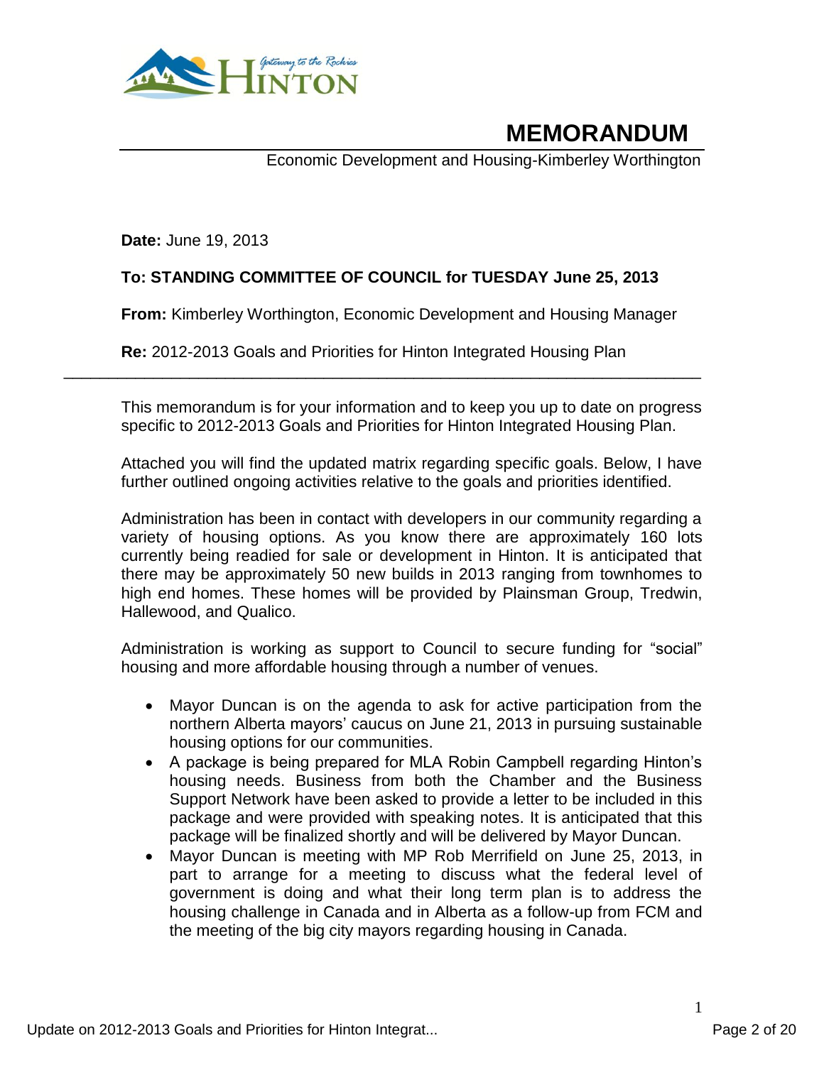# MEMORANDUM

Economic Development and Housing-Kimberley Worthington

**Date:** June 19, 2013

**To: STANDING COMMITTEE OF COUNCIL for TUESDAY June 25, 2013**

**From:** Kimberley Worthington, Economic Development and Housing Manager

**Re:** 2012-2013 Goals and Priorities for Hinton Integrated Housing Plan

---

This memorandum is for your information and to keep you up to date on progress specific to 2012-2013 Goals and Priorities for Hinton Integrated Housing Plan.

Attached you will find the updated matrix regarding specific goals. Below, I have further outlined ongoing activities relative to the goals and priorities identified.

Administration has been in contact with developers in our community regarding a variety of housing options. As you know there are approximately 160 lots currently being readied for sale or development in Hinton. It is anticipated that there may be approximately 50 new builds in 2013 ranging from townhomes to high end homes. These homes will be provided by Plainsman Group, Tredwin, Hallewood, and Qualico.

Administration is working as support to Council to secure funding for "social" housing and more affordable housing through a number of venues.

- Mayor Duncan is on the agenda to ask for active participation from the northern Alberta mayors' caucus on June 21, 2013 in pursuing sustainable housing options for our communities.
- A package is being prepared for MLA Robin Campbell regarding Hinton's housing needs. Business from both the Chamber and the Business Support Network have been asked to provide a letter to be included in this package and were provided with speaking notes. It is anticipated that this package will be finalized shortly and will be delivered by Mayor Duncan.
- Mayor Duncan is meeting with MP Rob Merrifield on June 25, 2013, in part to arrange for a meeting to discuss what the federal level of government is doing and what their long term plan is to address the housing challenge in Canada and in Alberta as a follow-up from FCM and the meeting of the big city mayors regarding housing in Canada.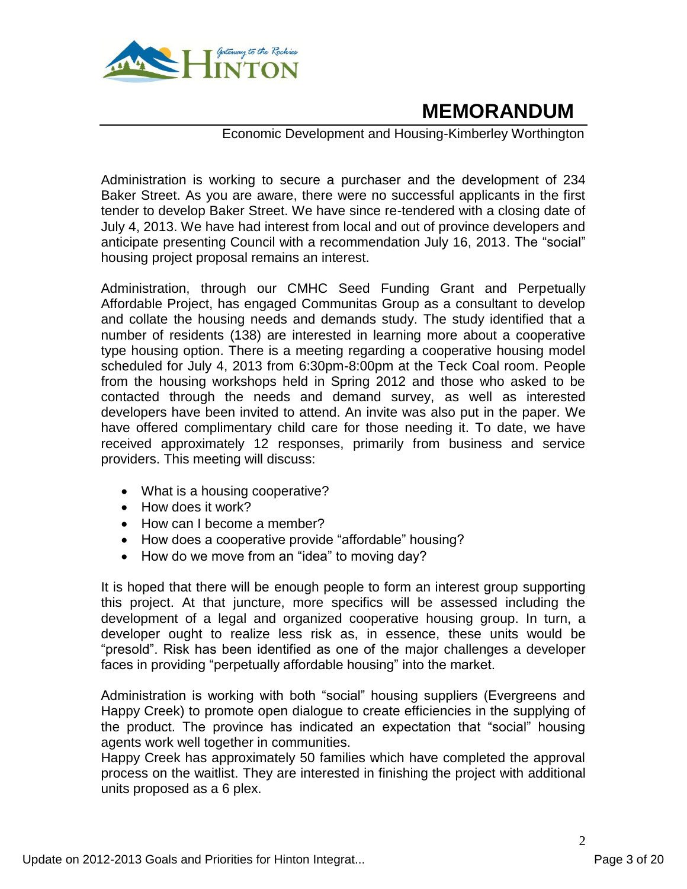# MEMORANDUM

Economic Development and Housing-Kimberley Worthington

Administration is working to secure a purchaser and the development of 234 Baker Street. As you are aware, there were no successful applicants in the first tender to develop Baker Street. We have since re-tendered with a closing date of July 4, 2013. We have had interest from local and out of province developers and anticipate presenting Council with a recommendation July 16, 2013. The "social" housing project proposal remains an interest.

Administration, through our CMHC Seed Funding Grant and Perpetually Affordable Project, has engaged Communitas Group as a consultant to develop and collate the housing needs and demands study. The study identified that a number of residents (138) are interested in learning more about a cooperative type housing option. There is a meeting regarding a cooperative housing model scheduled for July 4, 2013 from 6:30pm-8:00pm at the Teck Coal room. People from the housing workshops held in Spring 2012 and those who asked to be contacted through the needs and demand survey, as well as interested developers have been invited to attend. An invite was also put in the paper. We have offered complimentary child care for those needing it. To date, we have received approximately 12 responses, primarily from business and service providers. This meeting will discuss:

- What is a housing cooperative?
- How does it work?
- How can I become a member?
- How does a cooperative provide "affordable" housing?
- How do we move from an "idea" to moving day?

It is hoped that there will be enough people to form an interest group supporting this project. At that juncture, more specifics will be assessed including the development of a legal and organized cooperative housing group. In turn, a developer ought to realize less risk as, in essence, these units would be "presold". Risk has been identified as one of the major challenges a developer faces in providing "perpetually affordable housing" into the market.

Administration is working with both "social" housing suppliers (Evergreens and Happy Creek) to promote open dialogue to create efficiencies in the supplying of the product. The province has indicated an expectation that "social" housing agents work well together in communities.
Happy Creek has approximately 50 families which have completed the approval process on the waitlist. They are interested in finishing the project with additional units proposed as a 6 plex.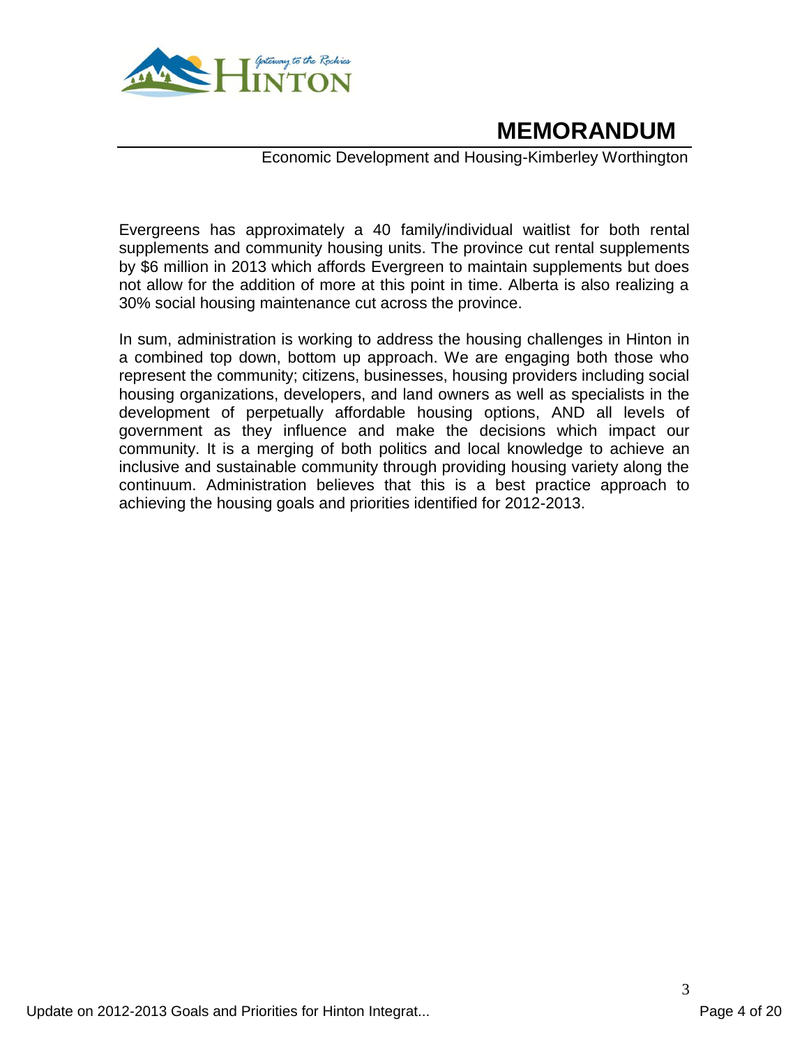# MEMORANDUM

Economic Development and Housing-Kimberley Worthington

Evergreens has approximately a 40 family/individual waitlist for both rental supplements and community housing units. The province cut rental supplements by $6 million in 2013 which affords Evergreen to maintain supplements but does not allow for the addition of more at this point in time. Alberta is also realizing a 30% social housing maintenance cut across the province.

In sum, administration is working to address the housing challenges in Hinton in a combined top down, bottom up approach. We are engaging both those who represent the community; citizens, businesses, housing providers including social housing organizations, developers, and land owners as well as specialists in the development of perpetually affordable housing options, AND all levels of government as they influence and make the decisions which impact our community. It is a merging of both politics and local knowledge to achieve an inclusive and sustainable community through providing housing variety along the continuum. Administration believes that this is a best practice approach to achieving the housing goals and priorities identified for 2012-2013.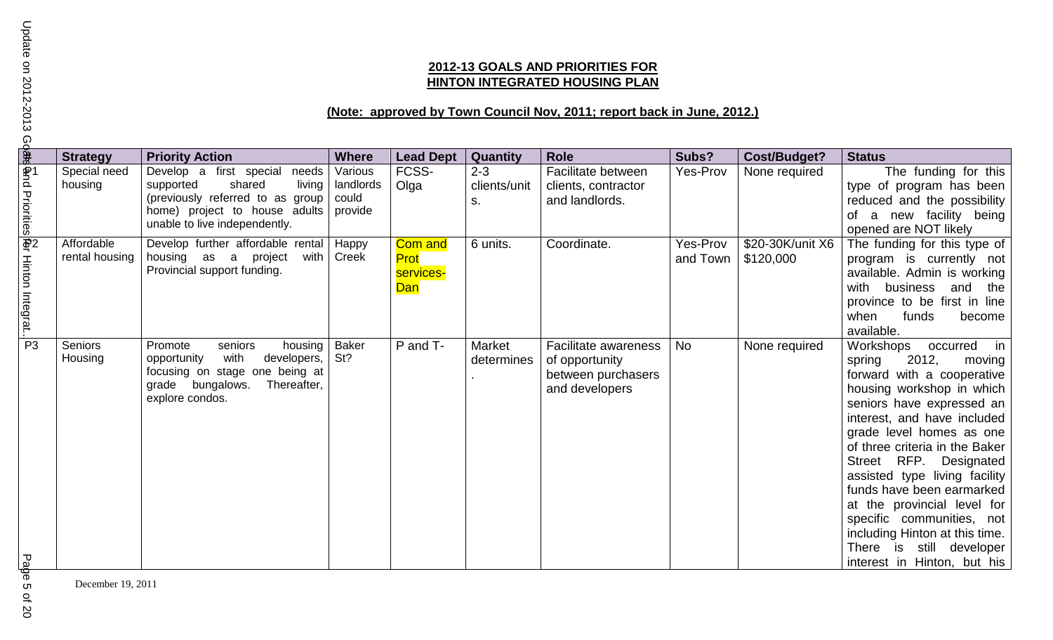**2012-13 GOALS AND PRIORITIES FOR HINTON INTEGRATED HOUSING PLAN**

**(Note: approved by Town Council Nov, 2011; report back in June, 2012.)**

| # | Strategy | Priority Action | Where | Lead Dept | Quantity | Role | Subs? | Cost/Budget? | Status |
|---|---|---|---|---|---|---|---|---|---|
| P1 | Special need housing | Develop a first special needs supported shared living (previously referred to as group home) project to house adults unable to live independently. | Various landlords could provide | FCSS-Olga | 2-3 clients/units. | Facilitate between clients, contractor and landlords. | Yes-Prov | None required | The funding for this type of program has been reduced and the possibility of a new facility being opened are NOT likely |
| P2 | Affordable rental housing | Develop further affordable rental housing as a project with Provincial support funding. | Happy Creek | Com and Prot services-Dan | 6 units. | Coordinate. | Yes-Prov and Town | \$20-30K/unit X6 \$120,000 | The funding for this type of program is currently not available. Admin is working with business and the province to be first in line when funds become available. |
| P3 | Seniors Housing | Promote seniors housing opportunity with developers, focusing on stage one being at grade bungalows. Thereafter, explore condos. | Baker St? | P and T- | Market determines. | Facilitate awareness of opportunity between purchasers and developers | No | None required | Workshops occurred in spring 2012, moving forward with a cooperative housing workshop in which seniors have expressed an interest, and have included grade level homes as one of three criteria in the Baker Street RFP. Designated assisted type living facility funds have been earmarked at the provincial level for specific communities, not including Hinton at this time. There is still developer interest in Hinton, but his |

December 19, 2011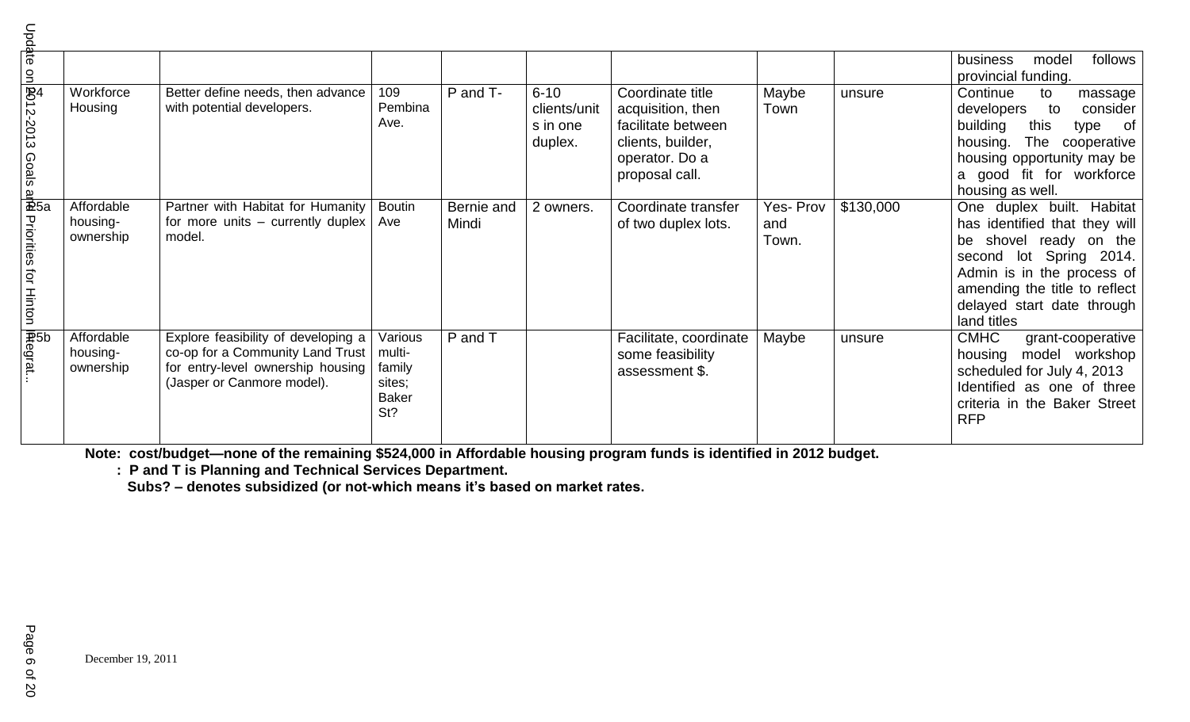| | | | | | | | | | |
|---|---|---|---|---|---|---|---|---|---|
| | | | | | | | | | business model follows provincial funding. |
| 24 | Workforce Housing | Better define needs, then advance with potential developers. | 109 Pembina Ave. | P and T- | 6-10 clients/units in one duplex. | Coordinate title acquisition, then facilitate between clients, builder, operator. Do a proposal call. | Maybe Town | unsure | Continue to massage developers to consider building this type of housing. The cooperative housing opportunity may be a good fit for workforce housing as well. |
| 25a | Affordable housing-ownership | Partner with Habitat for Humanity for more units – currently duplex model. | Boutin Ave | Bernie and Mindi | 2 owners. | Coordinate transfer of two duplex lots. | Yes- Prov and Town. | $130,000 | One duplex built. Habitat has identified that they will be shovel ready on the second lot Spring 2014. Admin is in the process of amending the title to reflect delayed start date through land titles |
| 25b | Affordable housing-ownership | Explore feasibility of developing a co-op for a Community Land Trust for entry-level ownership housing (Jasper or Canmore model). | Various multi-family sites; Baker St? | P and T | | Facilitate, coordinate some feasibility assessment $. | Maybe | unsure | CMHC grant-cooperative housing model workshop scheduled for July 4, 2013 Identified as one of three criteria in the Baker Street RFP |

**Note: cost/budget—none of the remaining $524,000 in Affordable housing program funds is identified in 2012 budget.**

**: P and T is Planning and Technical Services Department.**

**Subs? – denotes subsidized (or not-which means it's based on market rates.**

December 19, 2011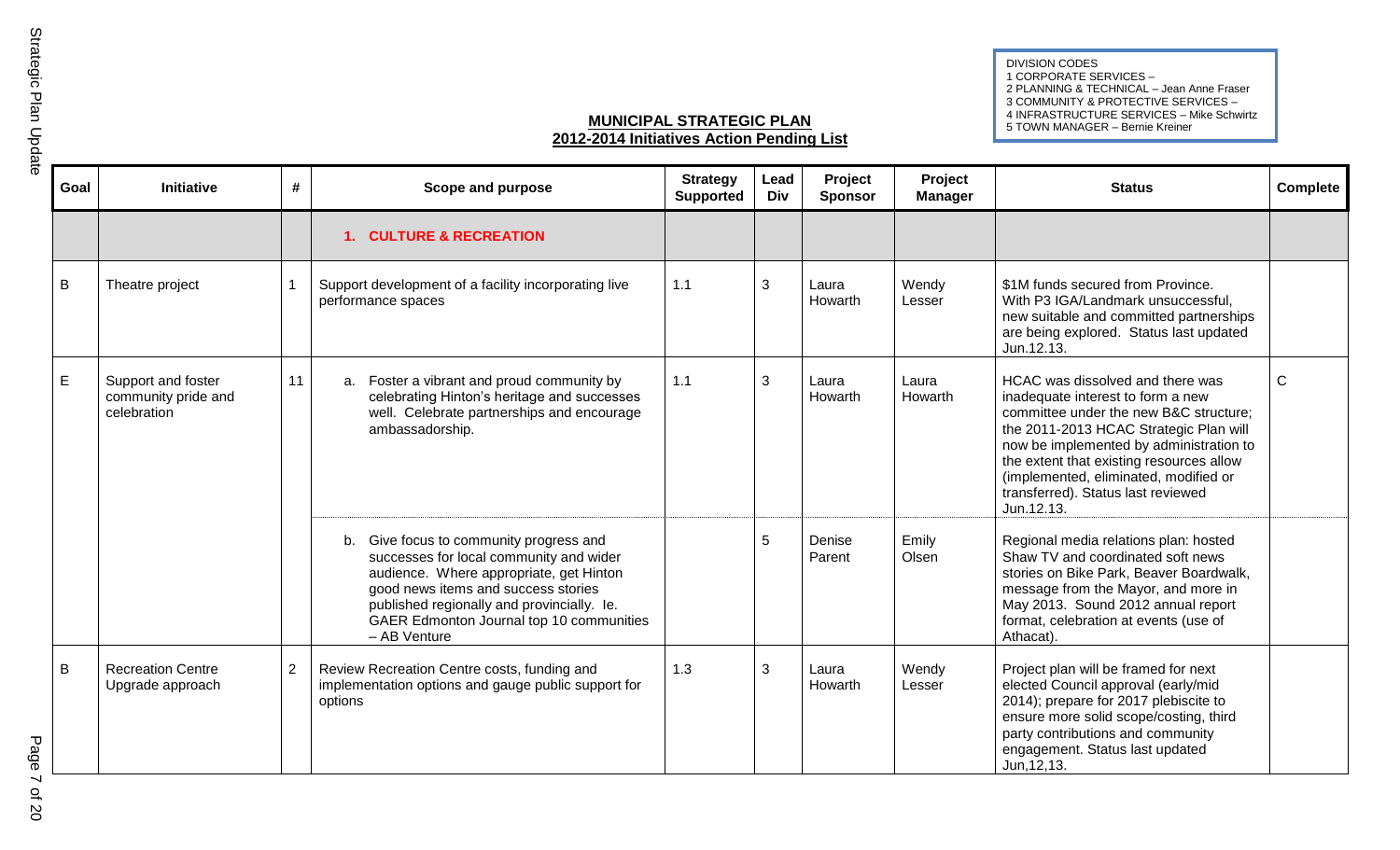DIVISION CODES
1 CORPORATE SERVICES –
2 PLANNING & TECHNICAL – Jean Anne Fraser
3 COMMUNITY & PROTECTIVE SERVICES –
4 INFRASTRUCTURE SERVICES – Mike Schwirtz
5 TOWN MANAGER – Bernie Kreiner

## MUNICIPAL STRATEGIC PLAN
## 2012-2014 Initiatives Action Pending List

| Goal | Initiative | # | Scope and purpose | Strategy Supported | Lead Div | Project Sponsor | Project Manager | Status | Complete |
|---|---|---|---|---|---|---|---|---|---|
| | | | **1. CULTURE & RECREATION** | | | | | | |
| B | Theatre project | 1 | Support development of a facility incorporating live performance spaces | 1.1 | 3 | Laura Howarth | Wendy Lesser | $1M funds secured from Province. With P3 IGA/Landmark unsuccessful, new suitable and committed partnerships are being explored. Status last updated Jun.12.13. | |
| E | Support and foster community pride and celebration | 11 | a. Foster a vibrant and proud community by celebrating Hinton's heritage and successes well. Celebrate partnerships and encourage ambassadorship. | 1.1 | 3 | Laura Howarth | Laura Howarth | HCAC was dissolved and there was inadequate interest to form a new committee under the new B&C structure; the 2011-2013 HCAC Strategic Plan will now be implemented by administration to the extent that existing resources allow (implemented, eliminated, modified or transferred). Status last reviewed Jun.12.13. | C |
| | | | b. Give focus to community progress and successes for local community and wider audience. Where appropriate, get Hinton good news items and success stories published regionally and provincially. Ie. GAER Edmonton Journal top 10 communities – AB Venture | | 5 | Denise Parent | Emily Olsen | Regional media relations plan: hosted Shaw TV and coordinated soft news stories on Bike Park, Beaver Boardwalk, message from the Mayor, and more in May 2013. Sound 2012 annual report format, celebration at events (use of Athacat). | |
| B | Recreation Centre Upgrade approach | 2 | Review Recreation Centre costs, funding and implementation options and gauge public support for options | 1.3 | 3 | Laura Howarth | Wendy Lesser | Project plan will be framed for next elected Council approval (early/mid 2014); prepare for 2017 plebiscite to ensure more solid scope/costing, third party contributions and community engagement. Status last updated Jun,12,13. | |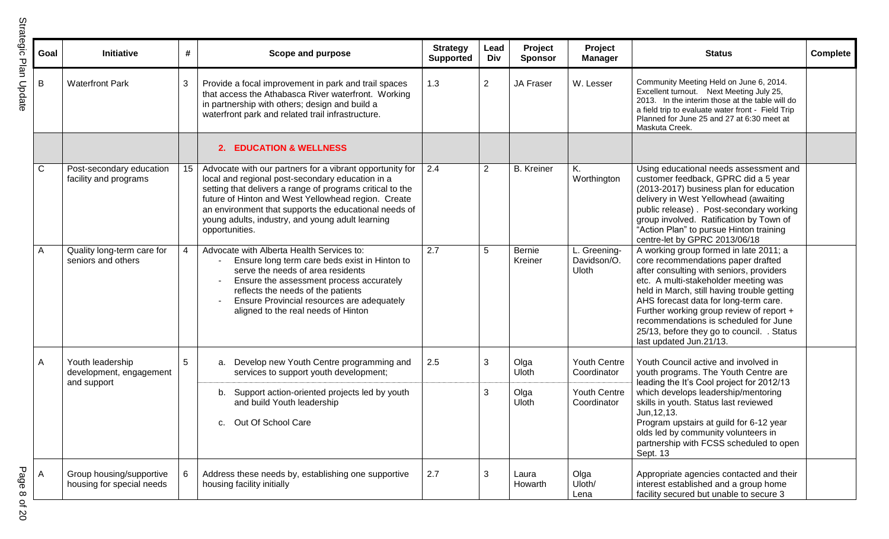| Goal | Initiative | # | Scope and purpose | Strategy Supported | Lead Div | Project Sponsor | Project Manager | Status | Complete |
|---|---|---|---|---|---|---|---|---|---|
| B | Waterfront Park | 3 | Provide a focal improvement in park and trail spaces that access the Athabasca River waterfront. Working in partnership with others; design and build a waterfront park and related trail infrastructure. | 1.3 | 2 | JA Fraser | W. Lesser | Community Meeting Held on June 6, 2014. Excellent turnout. Next Meeting July 25, 2013. In the interim those at the table will do a field trip to evaluate water front - Field Trip Planned for June 25 and 27 at 6:30 meet at Maskuta Creek. | |
| | | | **2. EDUCATION & WELLNESS** | | | | | | |
| C | Post-secondary education facility and programs | 15 | Advocate with our partners for a vibrant opportunity for local and regional post-secondary education in a setting that delivers a range of programs critical to the future of Hinton and West Yellowhead region. Create an environment that supports the educational needs of young adults, industry, and young adult learning opportunities. | 2.4 | 2 | B. Kreiner | K. Worthington | Using educational needs assessment and customer feedback, GPRC did a 5 year (2013-2017) business plan for education delivery in West Yellowhead (awaiting public release) . Post-secondary working group involved. Ratification by Town of "Action Plan" to pursue Hinton training centre-let by GPRC 2013/06/18 | |
| A | Quality long-term care for seniors and others | 4 | Advocate with Alberta Health Services to:<br>- Ensure long term care beds exist in Hinton to serve the needs of area residents<br>- Ensure the assessment process accurately reflects the needs of the patients<br>- Ensure Provincial resources are adequately aligned to the real needs of Hinton | 2.7 | 5 | Bernie Kreiner | L. Greening-Davidson/O. Uloth | A working group formed in late 2011; a core recommendations paper drafted after consulting with seniors, providers etc. A multi-stakeholder meeting was held in March, still having trouble getting AHS forecast data for long-term care. Further working group review of report + recommendations is scheduled for June 25/13, before they go to council. . Status last updated Jun.21/13. | |
| A | Youth leadership development, engagement and support | 5 | a. Develop new Youth Centre programming and services to support youth development; | 2.5 | 3 | Olga Uloth | Youth Centre Coordinator | Youth Council active and involved in youth programs. The Youth Centre are leading the It's Cool project for 2012/13 which develops leadership/mentoring skills in youth. Status last reviewed Jun,12,13.<br>Program upstairs at guild for 6-12 year olds led by community volunteers in partnership with FCSS scheduled to open Sept. 13 | |
| | | | b. Support action-oriented projects led by youth and build Youth leadership<br>c. Out Of School Care | | 3 | Olga Uloth | Youth Centre Coordinator | | |
| A | Group housing/supportive housing for special needs | 6 | Address these needs by, establishing one supportive housing facility initially | 2.7 | 3 | Laura Howarth | Olga Uloth/ Lena | Appropriate agencies contacted and their interest established and a group home facility secured but unable to secure 3 | |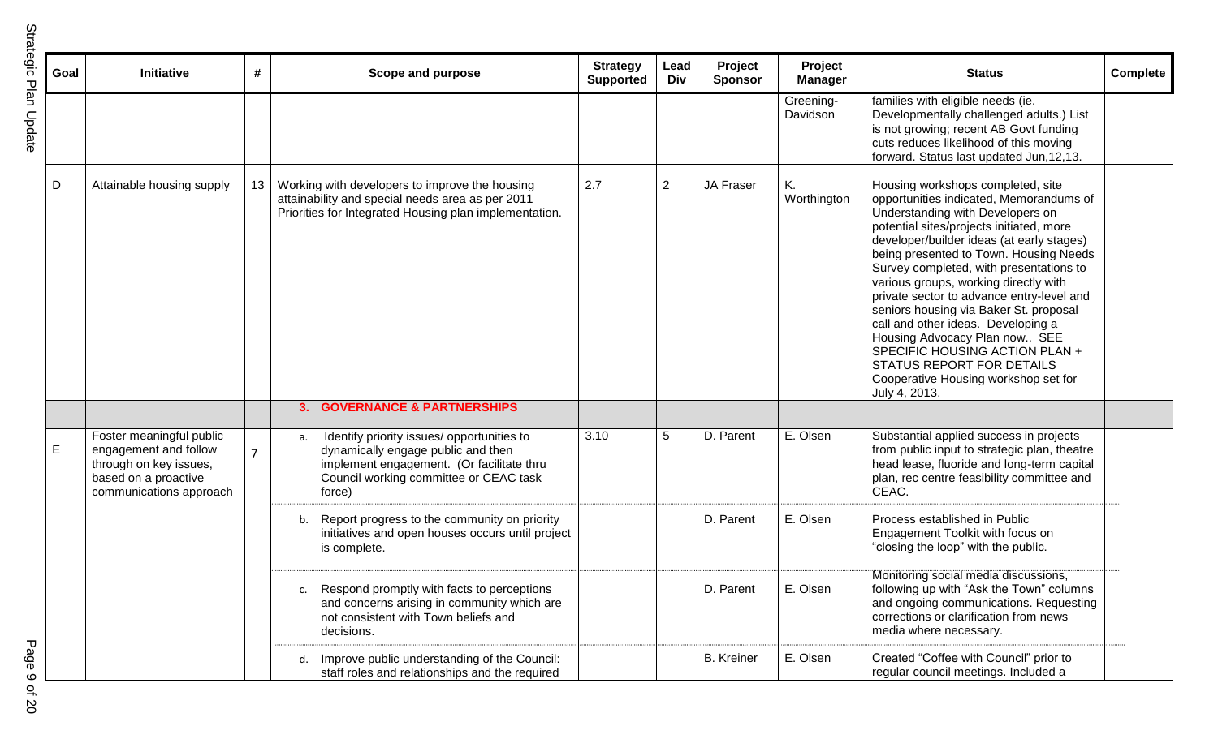| Goal | Initiative | # | Scope and purpose | Strategy Supported | Lead Div | Project Sponsor | Project Manager | Status | Complete |
|---|---|---|---|---|---|---|---|---|---|
| | | | | | | | Greening-Davidson | families with eligible needs (ie. Developmentally challenged adults.) List is not growing; recent AB Govt funding cuts reduces likelihood of this moving forward. Status last updated Jun,12,13. | |
| D | Attainable housing supply | 13 | Working with developers to improve the housing attainability and special needs area as per 2011 Priorities for Integrated Housing plan implementation. | 2.7 | 2 | JA Fraser | K. Worthington | Housing workshops completed, site opportunities indicated, Memorandums of Understanding with Developers on potential sites/projects initiated, more developer/builder ideas (at early stages) being presented to Town. Housing Needs Survey completed, with presentations to various groups, working directly with private sector to advance entry-level and seniors housing via Baker St. proposal call and other ideas. Developing a Housing Advocacy Plan now.. SEE SPECIFIC HOUSING ACTION PLAN + STATUS REPORT FOR DETAILS Cooperative Housing workshop set for July 4, 2013. | |
| | | | **3. GOVERNANCE & PARTNERSHIPS** | | | | | | |
| E | Foster meaningful public engagement and follow through on key issues, based on a proactive communications approach | 7 | a. Identify priority issues/ opportunities to dynamically engage public and then implement engagement. (Or facilitate thru Council working committee or CEAC task force) | 3.10 | 5 | D. Parent | E. Olsen | Substantial applied success in projects from public input to strategic plan, theatre head lease, fluoride and long-term capital plan, rec centre feasibility committee and CEAC. | |
| | | | b. Report progress to the community on priority initiatives and open houses occurs until project is complete. | | | D. Parent | E. Olsen | Process established in Public Engagement Toolkit with focus on "closing the loop" with the public. | |
| | | | c. Respond promptly with facts to perceptions and concerns arising in community which are not consistent with Town beliefs and decisions. | | | D. Parent | E. Olsen | Monitoring social media discussions, following up with "Ask the Town" columns and ongoing communications. Requesting corrections or clarification from news media where necessary. | |
| | | | d. Improve public understanding of the Council: staff roles and relationships and the required | | | B. Kreiner | E. Olsen | Created "Coffee with Council" prior to regular council meetings. Included a | |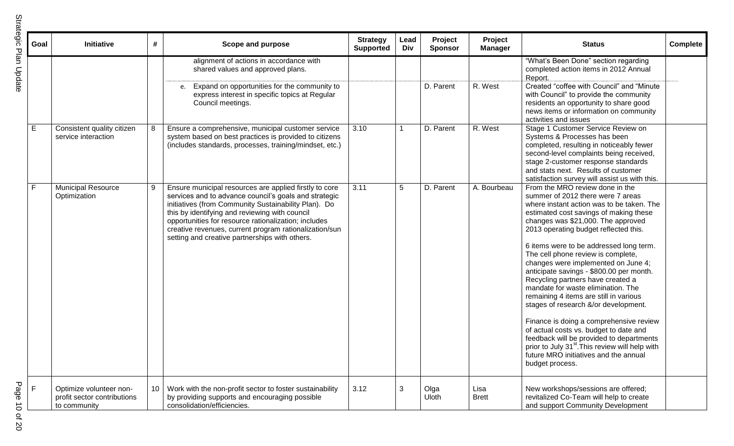| Goal | Initiative | # | Scope and purpose | Strategy Supported | Lead Div | Project Sponsor | Project Manager | Status | Complete |
|---|---|---|---|---|---|---|---|---|---|
| | | | alignment of actions in accordance with shared values and approved plans. | | | | | "What's Been Done" section regarding completed action items in 2012 Annual Report. | |
| | | | e. Expand on opportunities for the community to express interest in specific topics at Regular Council meetings. | | | D. Parent | R. West | Created "coffee with Council" and "Minute with Council" to provide the community residents an opportunity to share good news items or information on community activities and issues | |
| E | Consistent quality citizen service interaction | 8 | Ensure a comprehensive, municipal customer service system based on best practices is provided to citizens (includes standards, processes, training/mindset, etc.) | 3.10 | 1 | D. Parent | R. West | Stage 1 Customer Service Review on Systems & Processes has been completed, resulting in noticeably fewer second-level complaints being received, stage 2-customer response standards and stats next. Results of customer satisfaction survey will assist us with this. | |
| F | Municipal Resource Optimization | 9 | Ensure municipal resources are applied firstly to core services and to advance council's goals and strategic initiatives (from Community Sustainability Plan). Do this by identifying and reviewing with council opportunities for resource rationalization; includes creative revenues, current program rationalization/sun setting and creative partnerships with others. | 3.11 | 5 | D. Parent | A. Bourbeau | From the MRO review done in the summer of 2012 there were 7 areas where instant action was to be taken. The estimated cost savings of making these changes was $21,000. The approved 2013 operating budget reflected this.<br><br>6 items were to be addressed long term. The cell phone review is complete, changes were implemented on June 4; anticipate savings - $800.00 per month. Recycling partners have created a mandate for waste elimination. The remaining 4 items are still in various stages of research &/or development.<br><br>Finance is doing a comprehensive review of actual costs vs. budget to date and feedback will be provided to departments prior to July 31st. This review will help with future MRO initiatives and the annual budget process. | |
| F | Optimize volunteer non-profit sector contributions to community | 10 | Work with the non-profit sector to foster sustainability by providing supports and encouraging possible consolidation/efficiencies. | 3.12 | 3 | Olga Uloth | Lisa Brett | New workshops/sessions are offered; revitalized Co-Team will help to create and support Community Development | |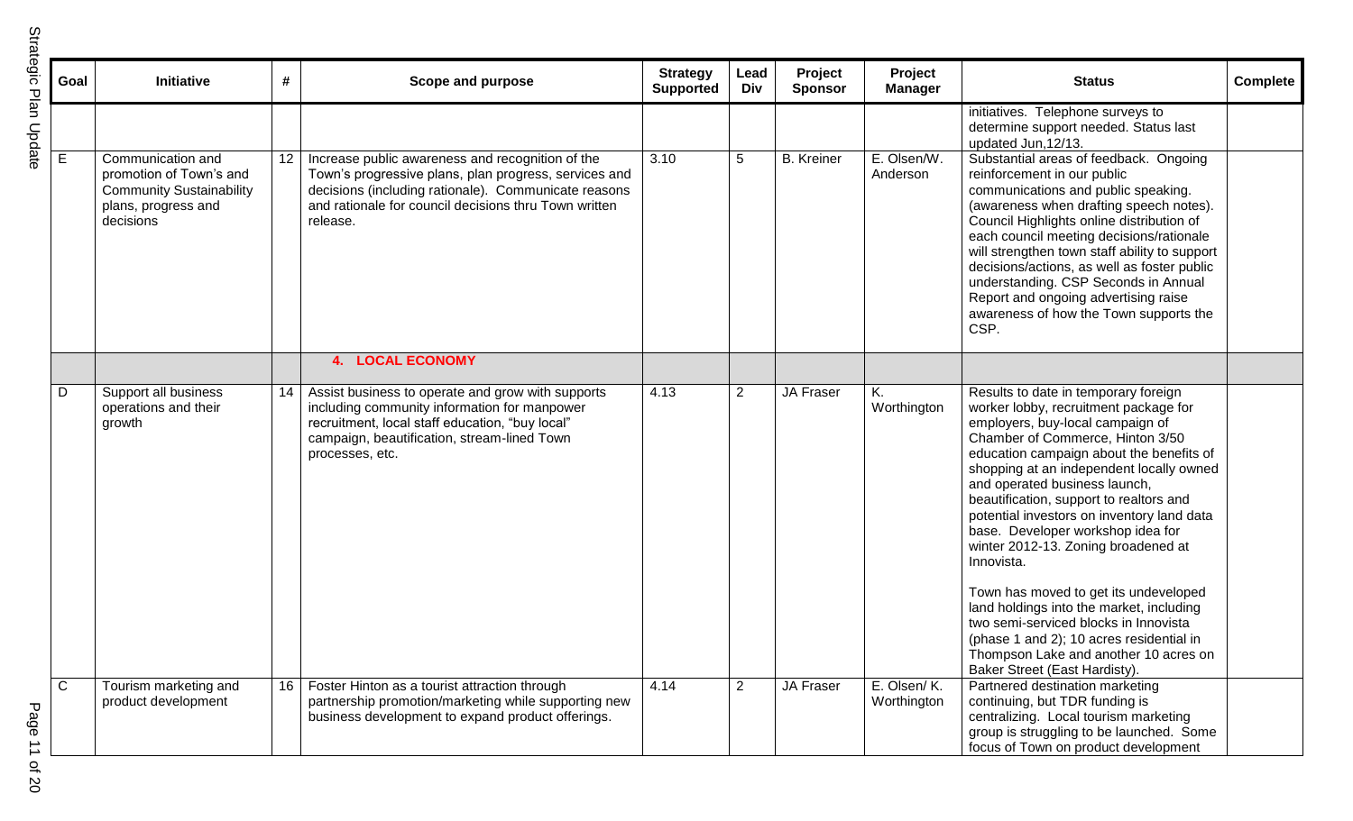| Goal | Initiative | # | Scope and purpose | Strategy Supported | Lead Div | Project Sponsor | Project Manager | Status | Complete |
|---|---|---|---|---|---|---|---|---|---|
| | | | | | | | | initiatives. Telephone surveys to determine support needed. Status last updated Jun,12/13. | |
| E | Communication and promotion of Town's and Community Sustainability plans, progress and decisions | 12 | Increase public awareness and recognition of the Town's progressive plans, plan progress, services and decisions (including rationale). Communicate reasons and rationale for council decisions thru Town written release. | 3.10 | 5 | B. Kreiner | E. Olsen/W. Anderson | Substantial areas of feedback. Ongoing reinforcement in our public communications and public speaking. (awareness when drafting speech notes). Council Highlights online distribution of each council meeting decisions/rationale will strengthen town staff ability to support decisions/actions, as well as foster public understanding. CSP Seconds in Annual Report and ongoing advertising raise awareness of how the Town supports the CSP. | |
| | | | **4. LOCAL ECONOMY** | | | | | | |
| D | Support all business operations and their growth | 14 | Assist business to operate and grow with supports including community information for manpower recruitment, local staff education, "buy local" campaign, beautification, stream-lined Town processes, etc. | 4.13 | 2 | JA Fraser | K. Worthington | Results to date in temporary foreign worker lobby, recruitment package for employers, buy-local campaign of Chamber of Commerce, Hinton 3/50 education campaign about the benefits of shopping at an independent locally owned and operated business launch, beautification, support to realtors and potential investors on inventory land data base. Developer workshop idea for winter 2012-13. Zoning broadened at Innovista.<br><br>Town has moved to get its undeveloped land holdings into the market, including two semi-serviced blocks in Innovista (phase 1 and 2); 10 acres residential in Thompson Lake and another 10 acres on Baker Street (East Hardisty). | |
| C | Tourism marketing and product development | 16 | Foster Hinton as a tourist attraction through partnership promotion/marketing while supporting new business development to expand product offerings. | 4.14 | 2 | JA Fraser | E. Olsen/ K. Worthington | Partnered destination marketing continuing, but TDR funding is centralizing. Local tourism marketing group is struggling to be launched. Some focus of Town on product development | |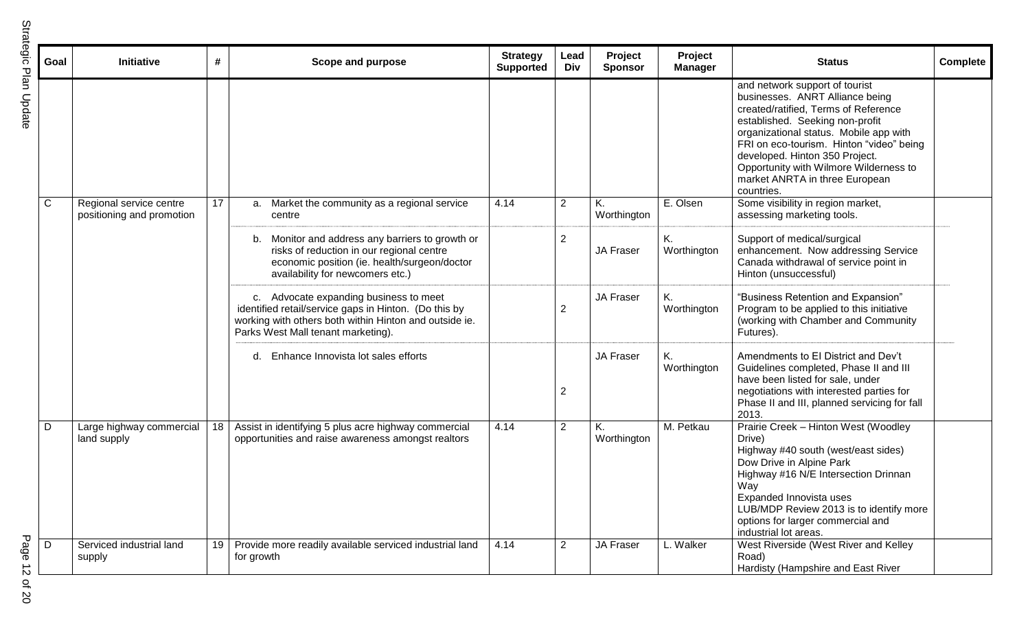| Goal | Initiative | # | Scope and purpose | Strategy Supported | Lead Div | Project Sponsor | Project Manager | Status | Complete |
|---|---|---|---|---|---|---|---|---|---|
| | | | | | | | | and network support of tourist businesses. ANRT Alliance being created/ratified, Terms of Reference established. Seeking non-profit organizational status. Mobile app with FRI on eco-tourism. Hinton "video" being developed. Hinton 350 Project. Opportunity with Wilmore Wilderness to market ANRTA in three European countries. | |
| C | Regional service centre positioning and promotion | 17 | a. Market the community as a regional service centre | 4.14 | 2 | K. Worthington | E. Olsen | Some visibility in region market, assessing marketing tools. | |
| | | | b. Monitor and address any barriers to growth or risks of reduction in our regional centre economic position (ie. health/surgeon/doctor availability for newcomers etc.) | | 2 | JA Fraser | K. Worthington | Support of medical/surgical enhancement. Now addressing Service Canada withdrawal of service point in Hinton (unsuccessful) | |
| | | | c. Advocate expanding business to meet identified retail/service gaps in Hinton. (Do this by working with others both within Hinton and outside ie. Parks West Mall tenant marketing). | | 2 | JA Fraser | K. Worthington | "Business Retention and Expansion" Program to be applied to this initiative (working with Chamber and Community Futures). | |
| | | | d. Enhance Innovista lot sales efforts | | 2 | JA Fraser | K. Worthington | Amendments to EI District and Dev't Guidelines completed, Phase II and III have been listed for sale, under negotiations with interested parties for Phase II and III, planned servicing for fall 2013. | |
| D | Large highway commercial land supply | 18 | Assist in identifying 5 plus acre highway commercial opportunities and raise awareness amongst realtors | 4.14 | 2 | K. Worthington | M. Petkau | Prairie Creek – Hinton West (Woodley Drive)<br>Highway #40 south (west/east sides)<br>Dow Drive in Alpine Park<br>Highway #16 N/E Intersection Drinnan Way<br>Expanded Innovista uses<br>LUB/MDP Review 2013 is to identify more options for larger commercial and industrial lot areas. | |
| D | Serviced industrial land supply | 19 | Provide more readily available serviced industrial land for growth | 4.14 | 2 | JA Fraser | L. Walker | West Riverside (West River and Kelley Road)<br>Hardisty (Hampshire and East River | |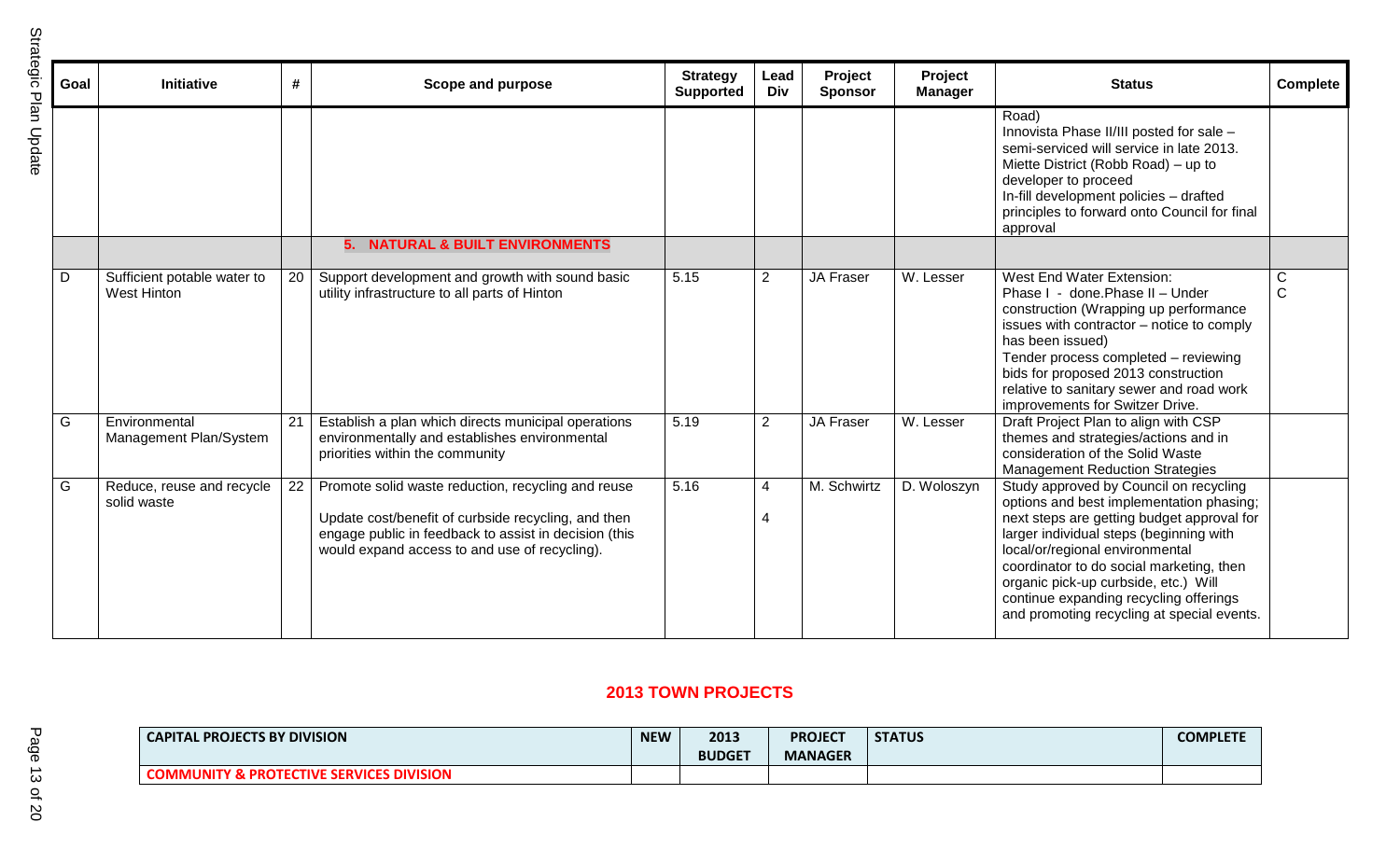| Goal | Initiative | # | Scope and purpose | Strategy Supported | Lead Div | Project Sponsor | Project Manager | Status | Complete |
|---|---|---|---|---|---|---|---|---|---|
| | | | | | | | | Road)<br>Innovista Phase II/III posted for sale – semi-serviced will service in late 2013.<br>Miette District (Robb Road) – up to developer to proceed<br>In-fill development policies – drafted principles to forward onto Council for final approval | |
| | | | **5. NATURAL & BUILT ENVIRONMENTS** | | | | | | |
| D | Sufficient potable water to West Hinton | 20 | Support development and growth with sound basic utility infrastructure to all parts of Hinton | 5.15 | 2 | JA Fraser | W. Lesser | West End Water Extension:<br>Phase I - done.Phase II – Under construction (Wrapping up performance issues with contractor – notice to comply has been issued)<br>Tender process completed – reviewing bids for proposed 2013 construction relative to sanitary sewer and road work improvements for Switzer Drive. | C<br>C |
| G | Environmental Management Plan/System | 21 | Establish a plan which directs municipal operations environmentally and establishes environmental priorities within the community | 5.19 | 2 | JA Fraser | W. Lesser | Draft Project Plan to align with CSP themes and strategies/actions and in consideration of the Solid Waste Management Reduction Strategies | |
| G | Reduce, reuse and recycle solid waste | 22 | Promote solid waste reduction, recycling and reuse<br><br>Update cost/benefit of curbside recycling, and then engage public in feedback to assist in decision (this would expand access to and use of recycling). | 5.16 | 4<br><br>4 | M. Schwirtz | D. Woloszyn | Study approved by Council on recycling options and best implementation phasing; next steps are getting budget approval for larger individual steps (beginning with local/or/regional environmental coordinator to do social marketing, then organic pick-up curbside, etc.) Will continue expanding recycling offerings and promoting recycling at special events. | |

## 2013 TOWN PROJECTS

| CAPITAL PROJECTS BY DIVISION | NEW | 2013 BUDGET | PROJECT MANAGER | STATUS | COMPLETE |
|---|---|---|---|---|---|
| **COMMUNITY & PROTECTIVE SERVICES DIVISION** | | | | | |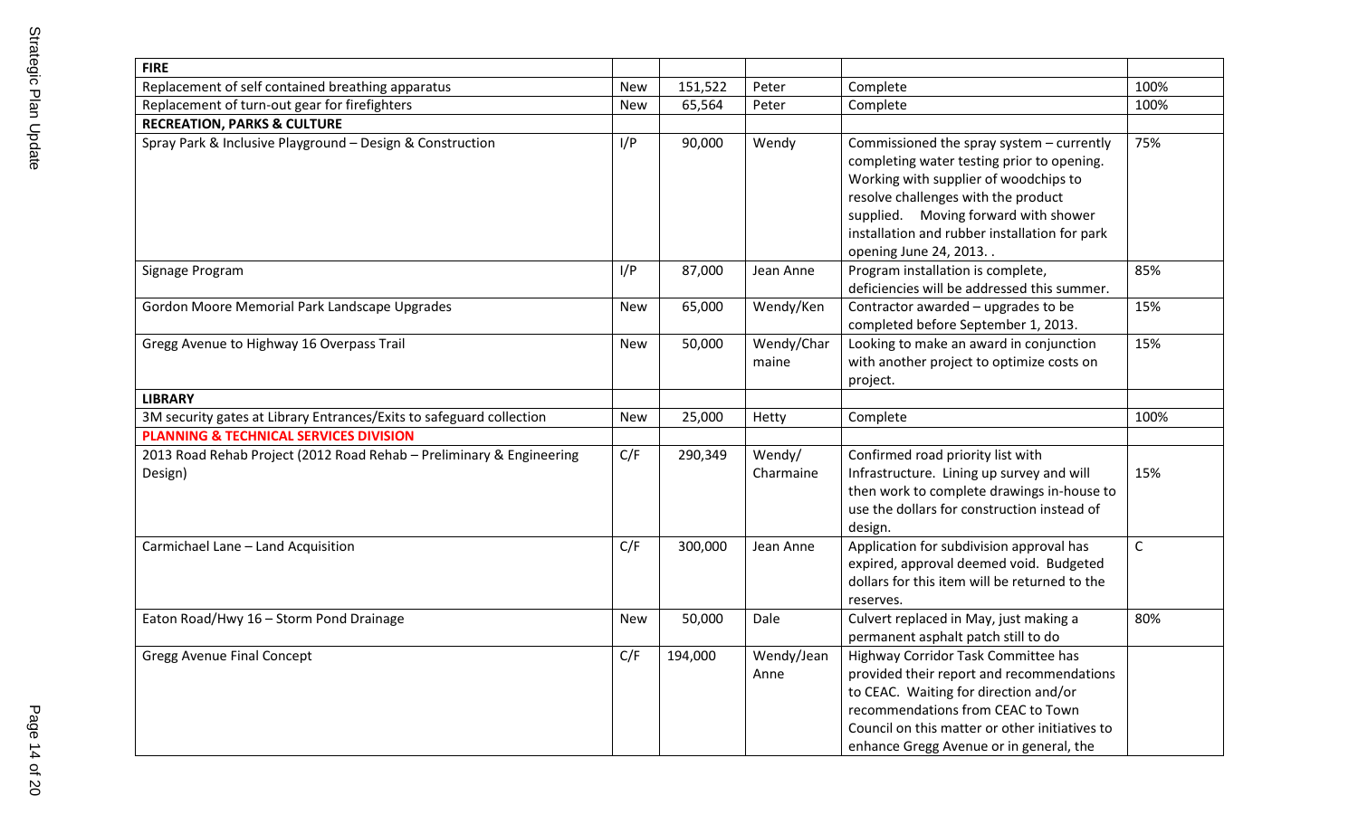| FIRE | | | | | |
|---|---|---|---|---|---|
| Replacement of self contained breathing apparatus | New | 151,522 | Peter | Complete | 100% |
| Replacement of turn-out gear for firefighters | New | 65,564 | Peter | Complete | 100% |
| **RECREATION, PARKS & CULTURE** | | | | | |
| Spray Park & Inclusive Playground – Design & Construction | I/P | 90,000 | Wendy | Commissioned the spray system – currently completing water testing prior to opening. Working with supplier of woodchips to resolve challenges with the product supplied. Moving forward with shower installation and rubber installation for park opening June 24, 2013. . | 75% |
| Signage Program | I/P | 87,000 | Jean Anne | Program installation is complete, deficiencies will be addressed this summer. | 85% |
| Gordon Moore Memorial Park Landscape Upgrades | New | 65,000 | Wendy/Ken | Contractor awarded – upgrades to be completed before September 1, 2013. | 15% |
| Gregg Avenue to Highway 16 Overpass Trail | New | 50,000 | Wendy/Charmaine | Looking to make an award in conjunction with another project to optimize costs on project. | 15% |
| **LIBRARY** | | | | | |
| 3M security gates at Library Entrances/Exits to safeguard collection | New | 25,000 | Hetty | Complete | 100% |
| **PLANNING & TECHNICAL SERVICES DIVISION** | | | | | |
| 2013 Road Rehab Project (2012 Road Rehab – Preliminary & Engineering Design) | C/F | 290,349 | Wendy/ Charmaine | Confirmed road priority list with Infrastructure. Lining up survey and will then work to complete drawings in-house to use the dollars for construction instead of design. | 15% |
| Carmichael Lane – Land Acquisition | C/F | 300,000 | Jean Anne | Application for subdivision approval has expired, approval deemed void. Budgeted dollars for this item will be returned to the reserves. | C |
| Eaton Road/Hwy 16 – Storm Pond Drainage | New | 50,000 | Dale | Culvert replaced in May, just making a permanent asphalt patch still to do | 80% |
| Gregg Avenue Final Concept | C/F | 194,000 | Wendy/Jean Anne | Highway Corridor Task Committee has provided their report and recommendations to CEAC. Waiting for direction and/or recommendations from CEAC to Town Council on this matter or other initiatives to enhance Gregg Avenue or in general, the | |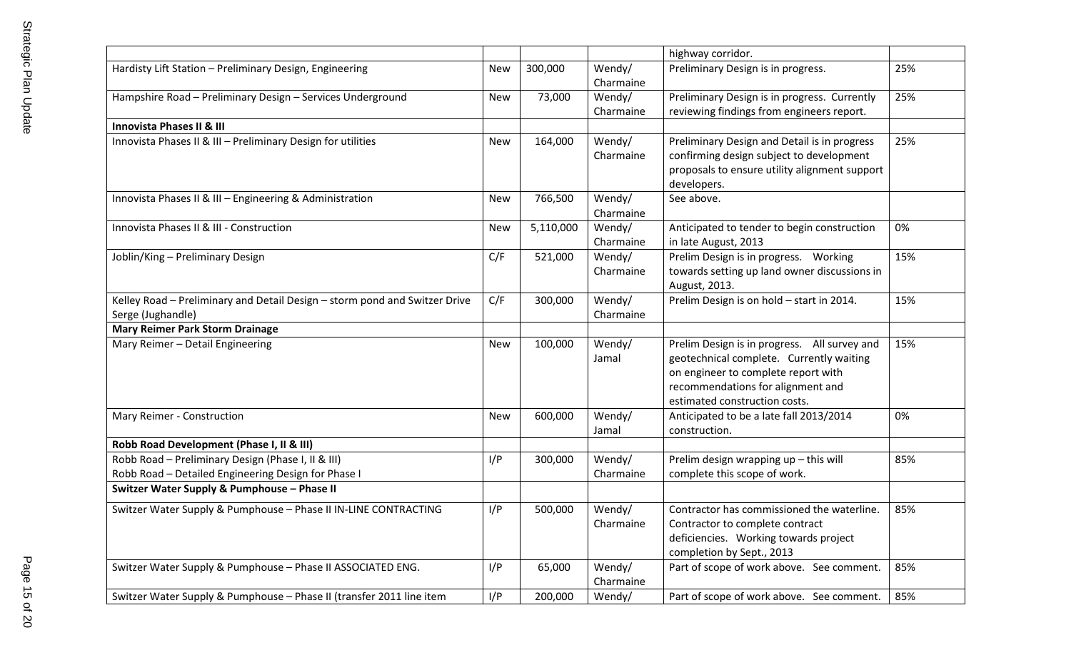| | | | | | |
|---|---|---|---|---|---|
| | | | | highway corridor. | |
| Hardisty Lift Station – Preliminary Design, Engineering | New | 300,000 | Wendy/ Charmaine | Preliminary Design is in progress. | 25% |
| Hampshire Road – Preliminary Design – Services Underground | New | 73,000 | Wendy/ Charmaine | Preliminary Design is in progress. Currently reviewing findings from engineers report. | 25% |
| **Innovista Phases II & III** | | | | | |
| Innovista Phases II & III – Preliminary Design for utilities | New | 164,000 | Wendy/ Charmaine | Preliminary Design and Detail is in progress confirming design subject to development proposals to ensure utility alignment support developers. | 25% |
| Innovista Phases II & III – Engineering & Administration | New | 766,500 | Wendy/ Charmaine | See above. | |
| Innovista Phases II & III - Construction | New | 5,110,000 | Wendy/ Charmaine | Anticipated to tender to begin construction in late August, 2013 | 0% |
| Joblin/King – Preliminary Design | C/F | 521,000 | Wendy/ Charmaine | Prelim Design is in progress. Working towards setting up land owner discussions in August, 2013. | 15% |
| Kelley Road – Preliminary and Detail Design – storm pond and Switzer Drive Serge (Jughandle) | C/F | 300,000 | Wendy/ Charmaine | Prelim Design is on hold – start in 2014. | 15% |
| **Mary Reimer Park Storm Drainage** | | | | | |
| Mary Reimer – Detail Engineering | New | 100,000 | Wendy/ Jamal | Prelim Design is in progress. All survey and geotechnical complete. Currently waiting on engineer to complete report with recommendations for alignment and estimated construction costs. | 15% |
| Mary Reimer - Construction | New | 600,000 | Wendy/ Jamal | Anticipated to be a late fall 2013/2014 construction. | 0% |
| **Robb Road Development (Phase I, II & III)** | | | | | |
| Robb Road – Preliminary Design (Phase I, II & III) Robb Road – Detailed Engineering Design for Phase I | I/P | 300,000 | Wendy/ Charmaine | Prelim design wrapping up – this will complete this scope of work. | 85% |
| **Switzer Water Supply & Pumphouse – Phase II** | | | | | |
| Switzer Water Supply & Pumphouse – Phase II IN-LINE CONTRACTING | I/P | 500,000 | Wendy/ Charmaine | Contractor has commissioned the waterline. Contractor to complete contract deficiencies. Working towards project completion by Sept., 2013 | 85% |
| Switzer Water Supply & Pumphouse – Phase II ASSOCIATED ENG. | I/P | 65,000 | Wendy/ Charmaine | Part of scope of work above. See comment. | 85% |
| Switzer Water Supply & Pumphouse – Phase II (transfer 2011 line item | I/P | 200,000 | Wendy/ | Part of scope of work above. See comment. | 85% |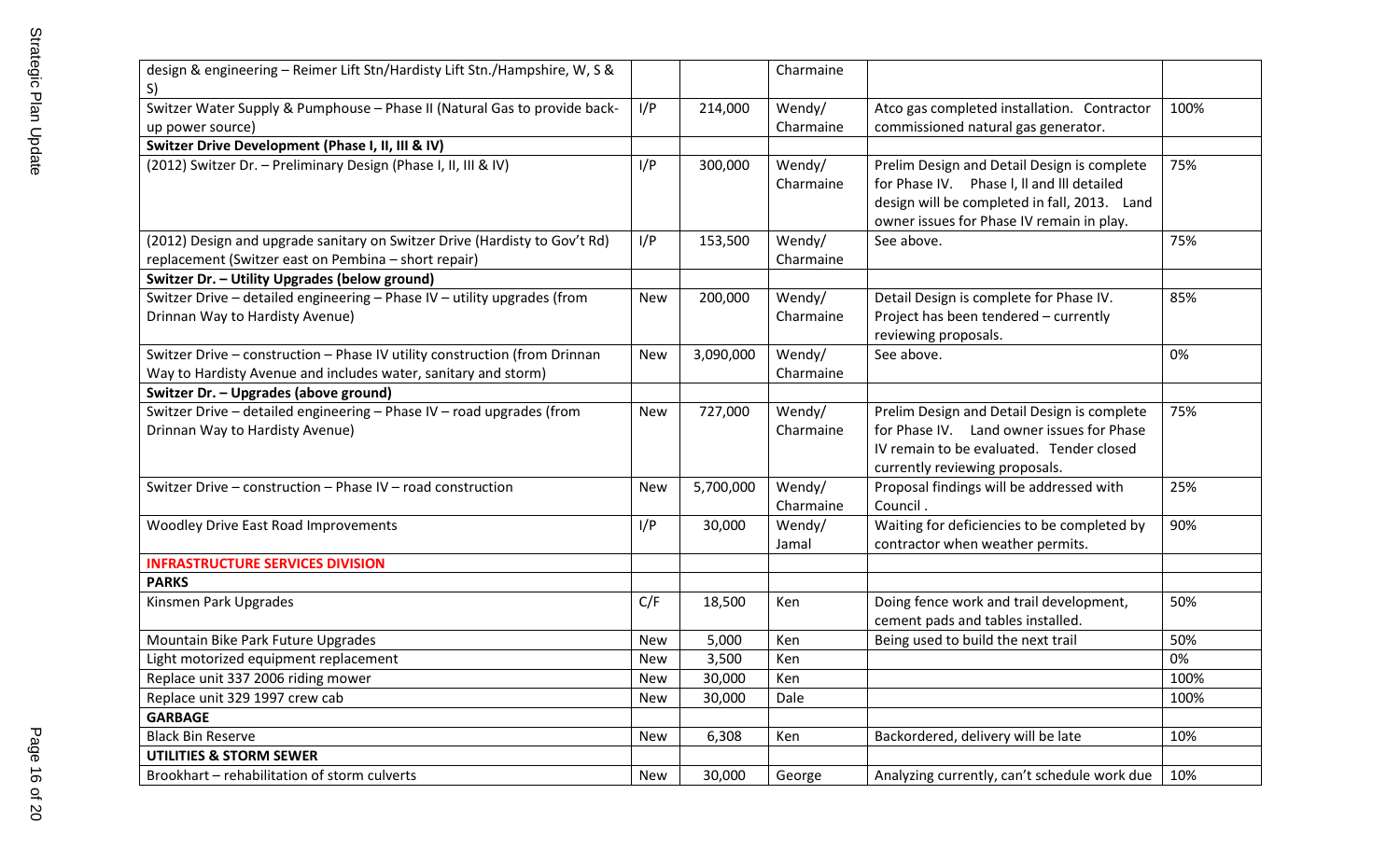| | | | | | |
|---|---|---|---|---|---|
| design & engineering – Reimer Lift Stn/Hardisty Lift Stn./Hampshire, W, S & S) | | | Charmaine | | |
| Switzer Water Supply & Pumphouse – Phase II (Natural Gas to provide back-up power source) | I/P | 214,000 | Wendy/ Charmaine | Atco gas completed installation. Contractor commissioned natural gas generator. | 100% |
| **Switzer Drive Development (Phase I, II, III & IV)** | | | | | |
| (2012) Switzer Dr. – Preliminary Design (Phase I, II, III & IV) | I/P | 300,000 | Wendy/ Charmaine | Prelim Design and Detail Design is complete for Phase IV. Phase l, ll and lll detailed design will be completed in fall, 2013. Land owner issues for Phase IV remain in play. | 75% |
| (2012) Design and upgrade sanitary on Switzer Drive (Hardisty to Gov't Rd) replacement (Switzer east on Pembina – short repair) | I/P | 153,500 | Wendy/ Charmaine | See above. | 75% |
| **Switzer Dr. – Utility Upgrades (below ground)** | | | | | |
| Switzer Drive – detailed engineering – Phase IV – utility upgrades (from Drinnan Way to Hardisty Avenue) | New | 200,000 | Wendy/ Charmaine | Detail Design is complete for Phase IV. Project has been tendered – currently reviewing proposals. | 85% |
| Switzer Drive – construction – Phase IV utility construction (from Drinnan Way to Hardisty Avenue and includes water, sanitary and storm) | New | 3,090,000 | Wendy/ Charmaine | See above. | 0% |
| **Switzer Dr. – Upgrades (above ground)** | | | | | |
| Switzer Drive – detailed engineering – Phase IV – road upgrades (from Drinnan Way to Hardisty Avenue) | New | 727,000 | Wendy/ Charmaine | Prelim Design and Detail Design is complete for Phase IV. Land owner issues for Phase IV remain to be evaluated. Tender closed currently reviewing proposals. | 75% |
| Switzer Drive – construction – Phase IV – road construction | New | 5,700,000 | Wendy/ Charmaine | Proposal findings will be addressed with Council . | 25% |
| Woodley Drive East Road Improvements | I/P | 30,000 | Wendy/ Jamal | Waiting for deficiencies to be completed by contractor when weather permits. | 90% |
| **INFRASTRUCTURE SERVICES DIVISION** | | | | | |
| **PARKS** | | | | | |
| Kinsmen Park Upgrades | C/F | 18,500 | Ken | Doing fence work and trail development, cement pads and tables installed. | 50% |
| Mountain Bike Park Future Upgrades | New | 5,000 | Ken | Being used to build the next trail | 50% |
| Light motorized equipment replacement | New | 3,500 | Ken | | 0% |
| Replace unit 337 2006 riding mower | New | 30,000 | Ken | | 100% |
| Replace unit 329 1997 crew cab | New | 30,000 | Dale | | 100% |
| **GARBAGE** | | | | | |
| Black Bin Reserve | New | 6,308 | Ken | Backordered, delivery will be late | 10% |
| **UTILITIES & STORM SEWER** | | | | | |
| Brookhart – rehabilitation of storm culverts | New | 30,000 | George | Analyzing currently, can't schedule work due | 10% |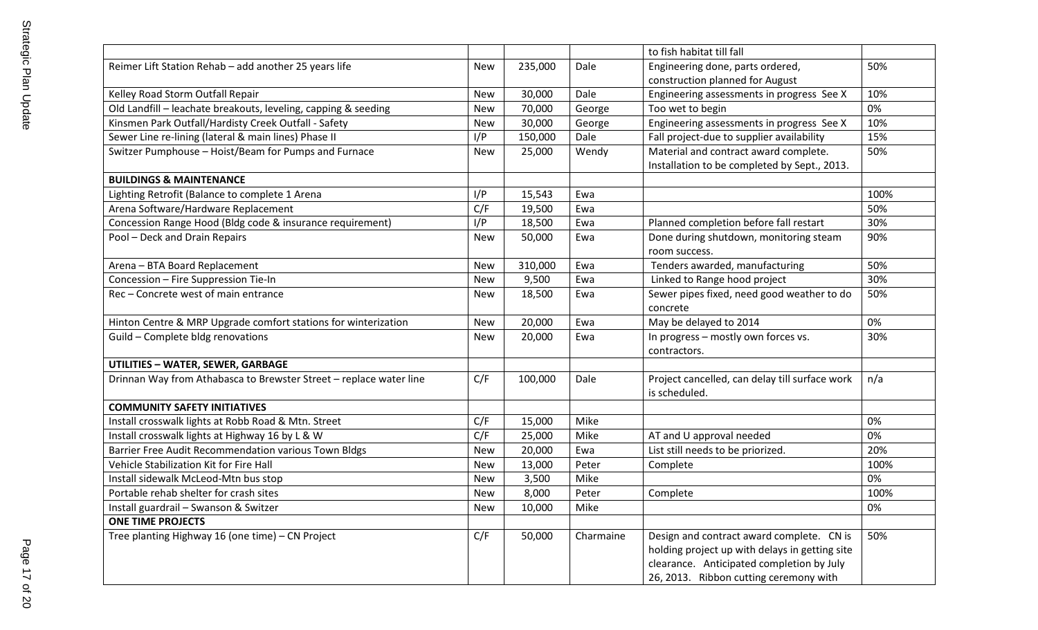| | | | | | |
|---|---|---|---|---|---|
| | | | | to fish habitat till fall | |
| Reimer Lift Station Rehab – add another 25 years life | New | 235,000 | Dale | Engineering done, parts ordered, construction planned for August | 50% |
| Kelley Road Storm Outfall Repair | New | 30,000 | Dale | Engineering assessments in progress See X | 10% |
| Old Landfill – leachate breakouts, leveling, capping & seeding | New | 70,000 | George | Too wet to begin | 0% |
| Kinsmen Park Outfall/Hardisty Creek Outfall - Safety | New | 30,000 | George | Engineering assessments in progress See X | 10% |
| Sewer Line re-lining (lateral & main lines) Phase II | I/P | 150,000 | Dale | Fall project-due to supplier availability | 15% |
| Switzer Pumphouse – Hoist/Beam for Pumps and Furnace | New | 25,000 | Wendy | Material and contract award complete. Installation to be completed by Sept., 2013. | 50% |
| **BUILDINGS & MAINTENANCE** | | | | | |
| Lighting Retrofit (Balance to complete 1 Arena | I/P | 15,543 | Ewa | | 100% |
| Arena Software/Hardware Replacement | C/F | 19,500 | Ewa | | 50% |
| Concession Range Hood (Bldg code & insurance requirement) | I/P | 18,500 | Ewa | Planned completion before fall restart | 30% |
| Pool – Deck and Drain Repairs | New | 50,000 | Ewa | Done during shutdown, monitoring steam room success. | 90% |
| Arena – BTA Board Replacement | New | 310,000 | Ewa | Tenders awarded, manufacturing | 50% |
| Concession – Fire Suppression Tie-In | New | 9,500 | Ewa | Linked to Range hood project | 30% |
| Rec – Concrete west of main entrance | New | 18,500 | Ewa | Sewer pipes fixed, need good weather to do concrete | 50% |
| Hinton Centre & MRP Upgrade comfort stations for winterization | New | 20,000 | Ewa | May be delayed to 2014 | 0% |
| Guild – Complete bldg renovations | New | 20,000 | Ewa | In progress – mostly own forces vs. contractors. | 30% |
| **UTILITIES – WATER, SEWER, GARBAGE** | | | | | |
| Drinnan Way from Athabasca to Brewster Street – replace water line | C/F | 100,000 | Dale | Project cancelled, can delay till surface work is scheduled. | n/a |
| **COMMUNITY SAFETY INITIATIVES** | | | | | |
| Install crosswalk lights at Robb Road & Mtn. Street | C/F | 15,000 | Mike | | 0% |
| Install crosswalk lights at Highway 16 by L & W | C/F | 25,000 | Mike | AT and U approval needed | 0% |
| Barrier Free Audit Recommendation various Town Bldgs | New | 20,000 | Ewa | List still needs to be priorized. | 20% |
| Vehicle Stabilization Kit for Fire Hall | New | 13,000 | Peter | Complete | 100% |
| Install sidewalk McLeod-Mtn bus stop | New | 3,500 | Mike | | 0% |
| Portable rehab shelter for crash sites | New | 8,000 | Peter | Complete | 100% |
| Install guardrail – Swanson & Switzer | New | 10,000 | Mike | | 0% |
| **ONE TIME PROJECTS** | | | | | |
| Tree planting Highway 16 (one time) – CN Project | C/F | 50,000 | Charmaine | Design and contract award complete. CN is holding project up with delays in getting site clearance. Anticipated completion by July 26, 2013. Ribbon cutting ceremony with | 50% |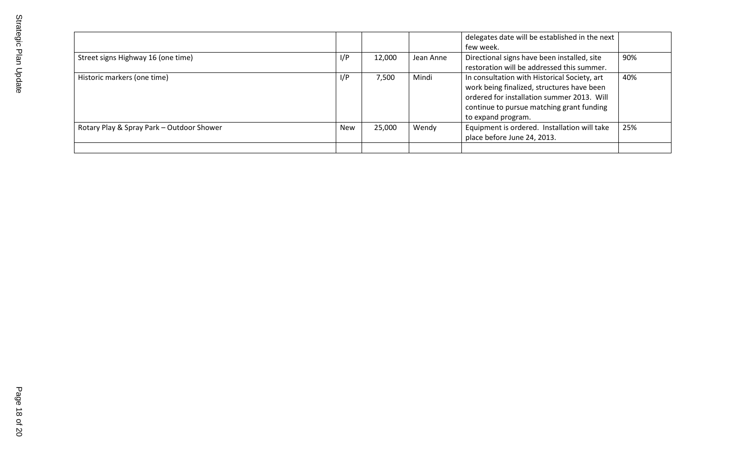|  |  |  |  |  |  |
|---|---|---|---|---|---|
|  |  |  |  | delegates date will be established in the next few week. |  |
| Street signs Highway 16 (one time) | I/P | 12,000 | Jean Anne | Directional signs have been installed, site restoration will be addressed this summer. | 90% |
| Historic markers (one time) | I/P | 7,500 | Mindi | In consultation with Historical Society, art work being finalized, structures have been ordered for installation summer 2013. Will continue to pursue matching grant funding to expand program. | 40% |
| Rotary Play & Spray Park – Outdoor Shower | New | 25,000 | Wendy | Equipment is ordered. Installation will take place before June 24, 2013. | 25% |
|  |  |  |  |  |  |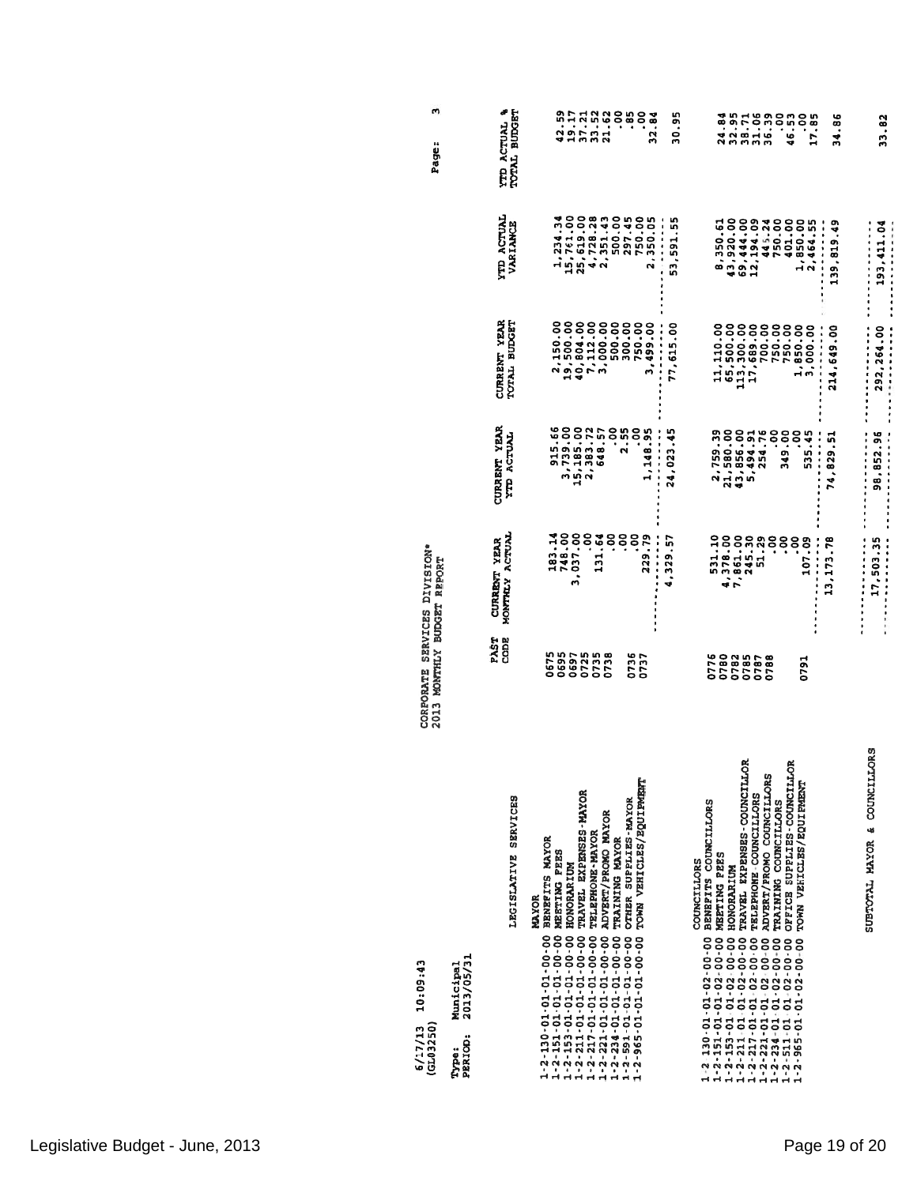6/17/13 10:09:43
(GL03250)

CORPORATE SERVICES DIVISION*
2013 MONTHLY BUDGET REPORT

Page: 3

Type: Municipal
PERIOD: 2013/05/31

| | LEGISLATIVE SERVICES | PAST CODE | CURRENT YEAR MONTHLY ACTUAL | CURRENT YEAR YTD ACTUAL | CURRENT YEAR TOTAL BUDGET | YTD ACTUAL VARIANCE | YTD ACTUAL % TOTAL BUDGET |
|---|---|---|---|---|---|---|---|
| | MAYOR | | | | | | |
| 1-2-130-01-01-01-00-00 | BENEFITS MAYOR | 0675 | 183.14 | 915.66 | 2,150.00 | 1,234.34 | 42.59 |
| 1-2-151-01-01-01-00-00 | MEETING FEES | 0695 | 748.00 | 3,739.00 | 19,500.00 | 15,761.00 | 19.17 |
| 1-2-153-01-01-01-00-00 | HONORARIUM | 0697 | 3,037.00 | 15,185.00 | 40,804.00 | 25,619.00 | 37.21 |
| 1-2-211-01-01-01-00-00 | TRAVEL EXPENSES-MAYOR | 0725 | .00 | 2,383.72 | 7,112.00 | 4,728.28 | 33.52 |
| 1-2-217-01-01-01-00-00 | TELEPHONE-MAYOR | 0735 | 131.64 | 648.57 | 3,000.00 | 2,351.43 | 21.62 |
| 1-2-221-01-01-01-00-00 | ADVERT/PROMO MAYOR | 0738 | .00 | .00 | 500.00 | 500.00 | .00 |
| 1-2-234-01-01-01-00-00 | TRAINING MAYOR | | .00 | 2.55 | 300.00 | 297.45 | .85 |
| 1-2-591-01-01-01-00-00 | OTHER SUPPLIES-MAYOR | 0736 | .00 | .00 | 750.00 | 750.00 | .00 |
| 1-2-965-01-01-01-00-00 | TOWN VEHICLES/EQUIPMENT | 0737 | 229.79 | 1,148.95 | 3,499.00 | 2,350.05 | 32.84 |
| | | | 4,329.57 | 24,023.45 | 77,615.00 | 53,591.55 | 30.95 |
| | COUNCILLORS | | | | | | |
| 1-2-130-01-01-02-00-00 | BENEFITS COUNCILLORS | 0776 | 531.10 | 2,759.39 | 11,110.00 | 8,350.61 | 24.84 |
| 1-2-151-01-01-02-00-00 | MEETING FEES | 0780 | 4,378.00 | 21,580.00 | 65,500.00 | 43,920.00 | 32.95 |
| 1-2-153-01-01-02-00-00 | HONORARIUM | 0782 | 7,861.00 | 43,856.00 | 113,300.00 | 69,444.00 | 38.71 |
| 1-2-211-01-01-02-00-00 | TRAVEL EXPENSES-COUNCILLOR | 0785 | 245.30 | 5,494.91 | 17,689.00 | 12,194.09 | 31.06 |
| 1-2-217-01-01-02-00-00 | TELEPHONE-COUNCILLORS | 0787 | 51.29 | 254.76 | 700.00 | 445.24 | 36.39 |
| 1-2-221-01-01-02-00-00 | ADVERT/PROMO COUNCILLORS | 0788 | .00 | .00 | 750.00 | 750.00 | .00 |
| 1-2-234-01-01-02-00-00 | TRAINING COUNCILLORS | | .00 | 349.00 | 750.00 | 401.00 | 46.53 |
| 1-2-511-01-01-02-00-00 | OFFICE SUPPLIES-COUNCILLOR | 0791 | .00 | .00 | 1,850.00 | 1,850.00 | .00 |
| 1-2-965-01-01-02-00-00 | TOWN VEHICLES/EQUIPMENT | | 107.09 | 535.45 | 3,000.00 | 2,464.55 | 17.85 |
| | | | 13,173.78 | 74,829.51 | 214,649.00 | 139,819.49 | 34.86 |
| | SUBTOTAL MAYOR & COUNCILLORS | | 17,503.35 | 98,852.96 | 292,264.00 | 193,411.04 | 33.82 |

Legislative Budget - June, 2013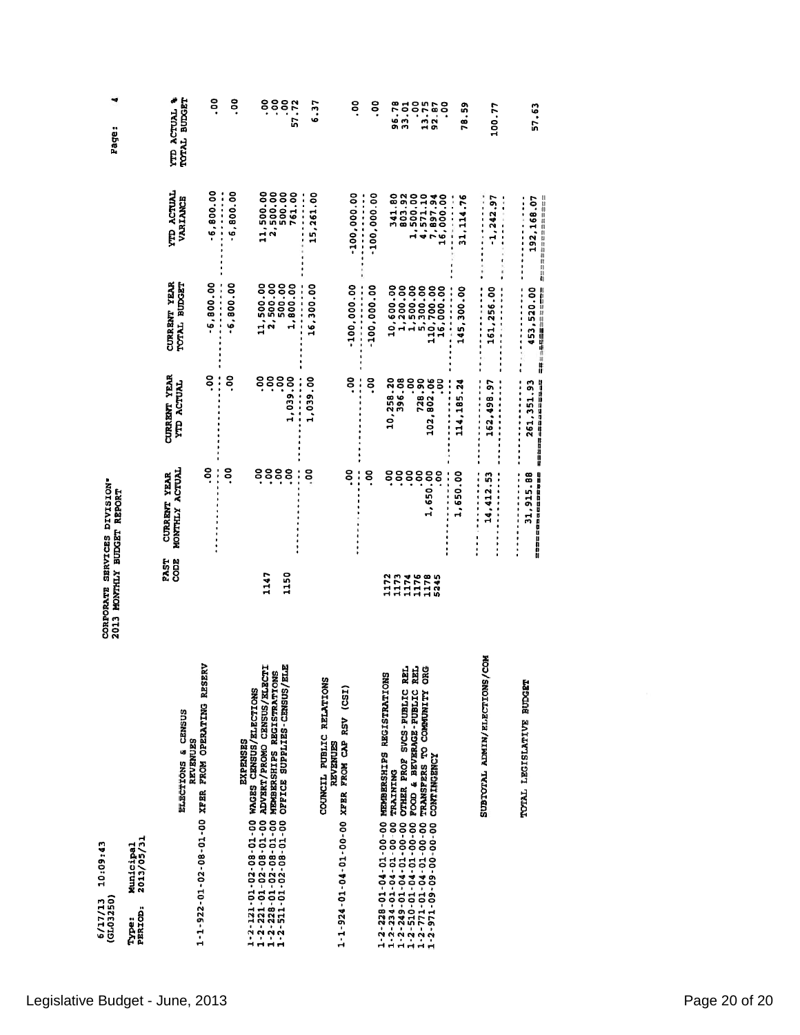6/17/13 10:09:43
(GL03250)

CORPORATE SERVICES DIVISION*
2013 MONTHLY BUDGET REPORT

Page: 4

Type: Municipal
PERIOD: 2013/05/31

| | | PAST CODE | CURRENT YEAR MONTHLY ACTUAL | CURRENT YEAR YTD ACTUAL | CURRENT YEAR TOTAL BUDGET | YTD ACTUAL VARIANCE | YTD ACTUAL % TOTAL BUDGET |
|---|---|---|---|---|---|---|---|
| | ELECTIONS & CENSUS | | | | | | |
| | REVENUES | | | | | | |
| 1-1-922-01-02-08-01-00 | XFER FROM OPERATING RESERV | | .00 | .00 | -6,800.00 | -6,800.00 | .00 |
| | | | .00 | .00 | -6,800.00 | -6,800.00 | .00 |
| | EXPENSES | | | | | | |
| 1-2-121-01-02-08-01-00 | WAGES CENSUS/ELECTIONS | | .00 | .00 | 11,500.00 | 11,500.00 | .00 |
| 1-2-221-01-02-08-01-00 | ADVERT/PROMO CENSUS/ELECTI | 1147 | .00 | .00 | 2,500.00 | 2,500.00 | .00 |
| 1-2-228-01-02-08-01-00 | MEMBERSHIPS REGISTRATIONS | | .00 | .00 | 500.00 | 500.00 | .00 |
| 1-2-511-01-02-08-01-00 | OFFICE SUPPLIES-CENSUS/ELE | 1150 | .00 | 1,039.00 | 1,800.00 | 761.00 | 57.72 |
| | | | .00 | 1,039.00 | 16,300.00 | 15,261.00 | 6.37 |
| | COUNCIL PUBLIC RELATIONS | | | | | | |
| | REVENUES | | | | | | |
| 1-1-924-01-04-01-00-00 | XFER FROM CAP RSV (CSI) | | .00 | .00 | -100,000.00 | -100,000.00 | .00 |
| | | | .00 | .00 | -100,000.00 | -100,000.00 | .00 |
| 1-2-228-01-04-01-00-00 | MEMBERSHIPS REGISTRATIONS | 1172 | .00 | 10,258.20 | 10,600.00 | 341.80 | 96.78 |
| 1-2-234-01-04-01-00-00 | TRAINING | 1173 | .00 | 396.08 | 1,200.00 | 803.92 | 33.01 |
| 1-2-249-01-04-01-00-00 | OTHER PROF SVCS-PUBLIC REL | 1174 | .00 | .00 | 1,500.00 | 1,500.00 | .00 |
| 1-2-510-01-04-01-00-00 | FOOD & BEVERAGE-PUBLIC REL | 1176 | .00 | 728.90 | 5,300.00 | 4,571.10 | 13.75 |
| 1-2-771-01-04-01-00-00 | TRANSFERS TO COMMUNITY ORG | 1178 | 1,650.00 | 102,802.06 | 110,700.00 | 7,897.94 | 92.87 |
| 1-2-971-09-09-00-00-00 | CONTINGENCY | 5245 | .00 | .00 | 16,000.00 | 16,000.00 | .00 |
| | | | 1,650.00 | 114,185.24 | 145,300.00 | 31,114.76 | 78.59 |
| | SUBTOTAL ADMIN/ELECTIONS/COM | | 14,412.53 | 162,498.97 | 161,256.00 | -1,242.97 | 100.77 |
| | TOTAL LEGISLATIVE BUDGET | | 31,915.88 | 261,351.93 | 453,520.00 | 192,168.07 | 57.63 |

Legislative Budget - June, 2013